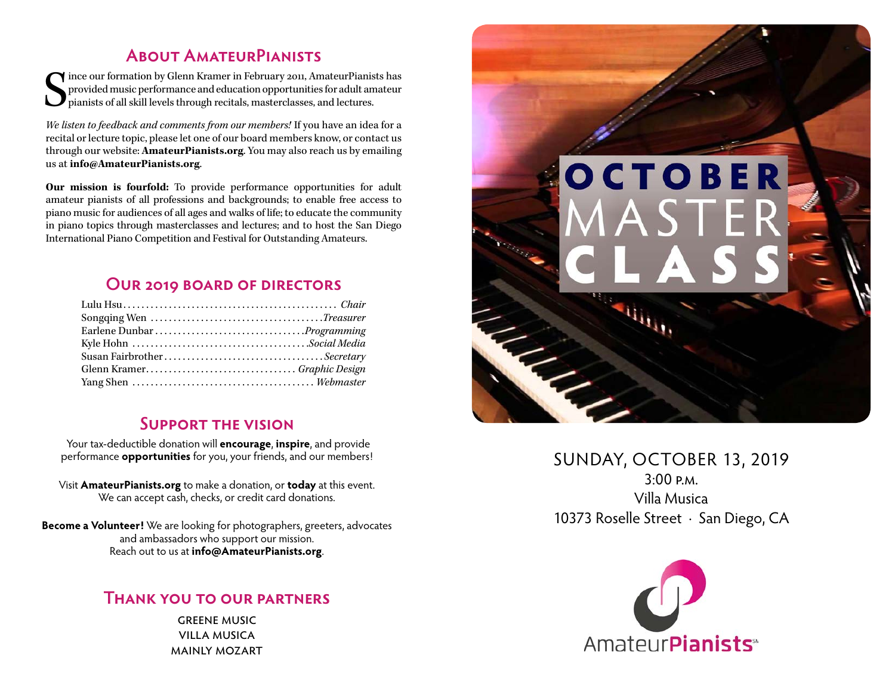## About AmateurPianists

Since our formation by Glenn Kramer in February 2011, AmateurPianists has provided music performance and education opportunities for adult amateur pianists of all skill levels through recitals, masterclasses, and lectures.

*We listen to feedback and comments from our members!* If you have an idea for a recital or lecture topic, please let one of our board members know, or contact us through our website: **AmateurPianists.org**. You may also reach us by emailing us at **info@AmateurPianists.org**.

**Our mission is fourfold:** To provide performance opportunities for adult amateur pianists of all professions and backgrounds; to enable free access to piano music for audiences of all ages and walks of life; to educate the community in piano topics through masterclasses and lectures; and to host the San Diego International Piano Competition and Festival for Outstanding Amateurs.

## Our 2019 Board of Directors

Lulu Hsu ........ *Chair*
Songqing Wen ........ *Treasurer*
Earlene Dunbar ........ *Programming*
Kyle Hohn ........ *Social Media*
Susan Fairbrother ........ *Secretary*
Glenn Kramer ........ *Graphic Design*
Yang Shen ........ *Webmaster*

## Support the Vision

Your tax-deductible donation will **encourage**, **inspire**, and provide performance **opportunities** for you, your friends, and our members!

Visit **AmateurPianists.org** to make a donation, or **today** at this event. We can accept cash, checks, or credit card donations.

**Become a Volunteer!** We are looking for photographers, greeters, advocates and ambassadors who support our mission. Reach out to us at **info@AmateurPianists.org**.

## Thank You to Our Partners

GREENE MUSIC
VILLA MUSICA
MAINLY MOZART

# OCTOBER MASTER CLASS

SUNDAY, OCTOBER 13, 2019
3:00 P.M.
Villa Musica
10373 Roselle Street · San Diego, CA

AmateurPianists℠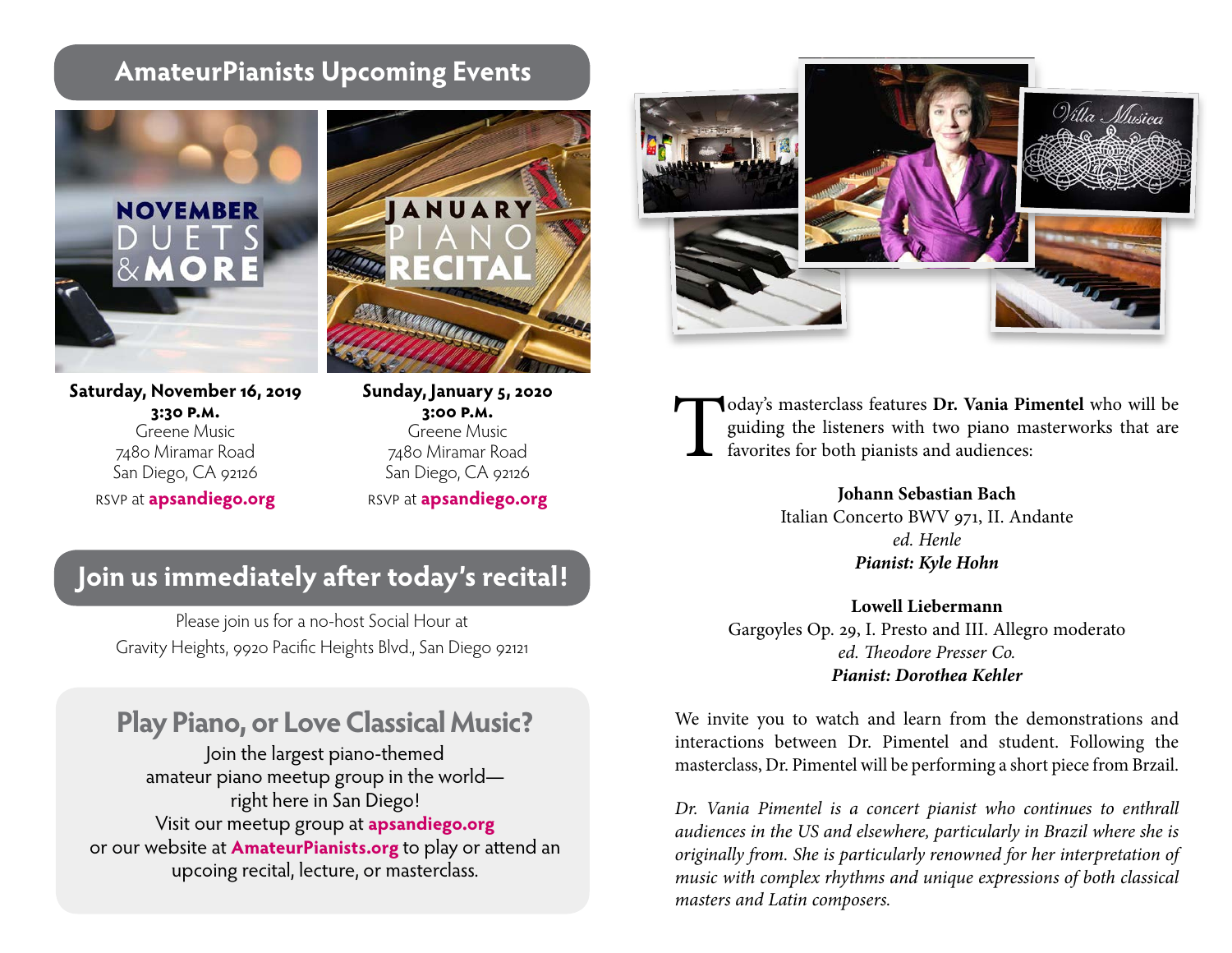## AmateurPianists Upcoming Events

NOVEMBER DUETS & MORE

**Saturday, November 16, 2019**
**3:30 P.M.**
Greene Music
7480 Miramar Road
San Diego, CA 92126
RSVP at **apsandiego.org**

JANUARY PIANO RECITAL

**Sunday, January 5, 2020**
**3:00 P.M.**
Greene Music
7480 Miramar Road
San Diego, CA 92126
RSVP at **apsandiego.org**

## Join us immediately after today's recital!

Please join us for a no-host Social Hour at
Gravity Heights, 9920 Pacific Heights Blvd., San Diego 92121

## Play Piano, or Love Classical Music?

Join the largest piano-themed
amateur piano meetup group in the world—
right here in San Diego!
Visit our meetup group at **apsandiego.org**
or our website at **AmateurPianists.org** to play or attend an
upcoing recital, lecture, or masterclass.

Villa Musica

Today's masterclass features **Dr. Vania Pimentel** who will be guiding the listeners with two piano masterworks that are favorites for both pianists and audiences:

**Johann Sebastian Bach**
Italian Concerto BWV 971, II. Andante
*ed. Henle*
***Pianist: Kyle Hohn***

**Lowell Liebermann**
Gargoyles Op. 29, I. Presto and III. Allegro moderato
*ed. Theodore Presser Co.*
***Pianist: Dorothea Kehler***

We invite you to watch and learn from the demonstrations and interactions between Dr. Pimentel and student. Following the masterclass, Dr. Pimentel will be performing a short piece from Brzail.

*Dr. Vania Pimentel is a concert pianist who continues to enthrall audiences in the US and elsewhere, particularly in Brazil where she is originally from. She is particularly renowned for her interpretation of music with complex rhythms and unique expressions of both classical masters and Latin composers.*